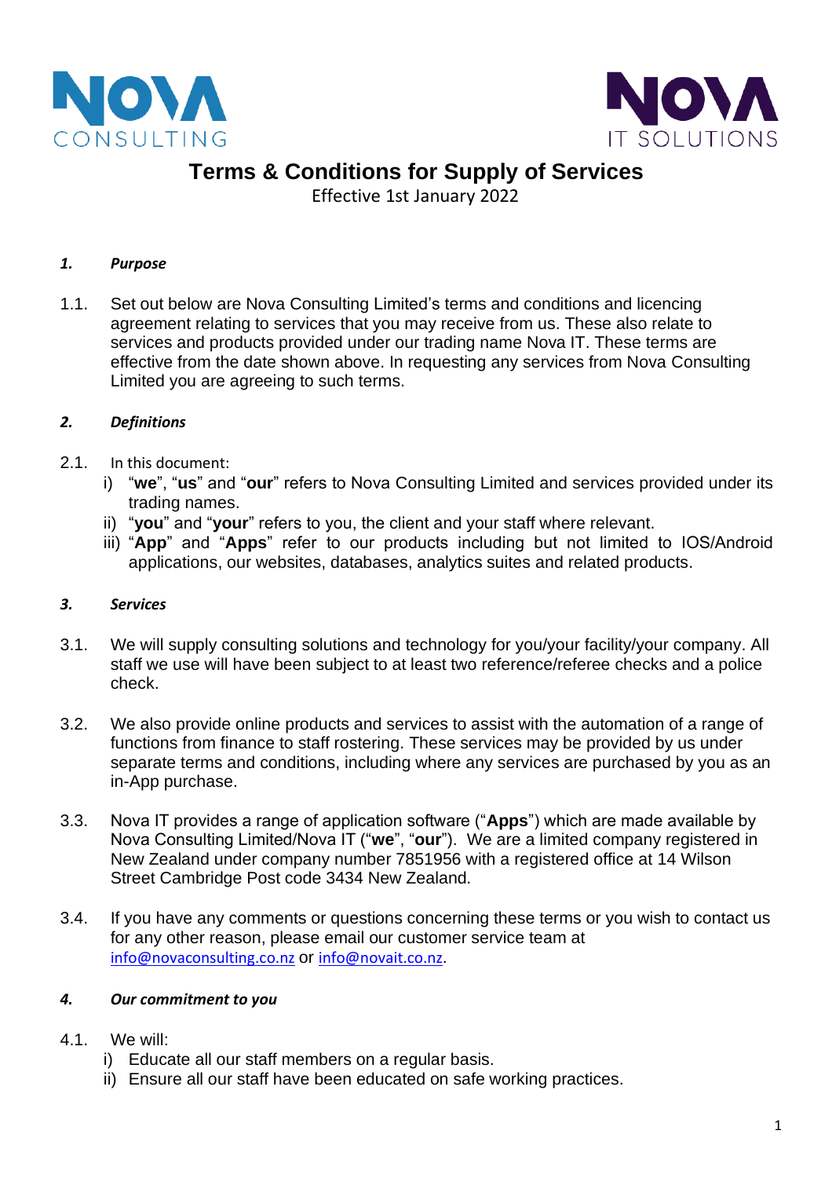NOVA CONSULTING

NOVA IT SOLUTIONS

# Terms & Conditions for Supply of Services

Effective 1st January 2022

## *1. Purpose*

1.1. Set out below are Nova Consulting Limited's terms and conditions and licencing agreement relating to services that you may receive from us. These also relate to services and products provided under our trading name Nova IT. These terms are effective from the date shown above. In requesting any services from Nova Consulting Limited you are agreeing to such terms.

## *2. Definitions*

2.1. In this document:

i) "**we**", "**us**" and "**our**" refers to Nova Consulting Limited and services provided under its trading names.
ii) "**you**" and "**your**" refers to you, the client and your staff where relevant.
iii) "**App**" and "**Apps**" refer to our products including but not limited to IOS/Android applications, our websites, databases, analytics suites and related products.

## *3. Services*

3.1. We will supply consulting solutions and technology for you/your facility/your company. All staff we use will have been subject to at least two reference/referee checks and a police check.

3.2. We also provide online products and services to assist with the automation of a range of functions from finance to staff rostering. These services may be provided by us under separate terms and conditions, including where any services are purchased by you as an in-App purchase.

3.3. Nova IT provides a range of application software ("**Apps**") which are made available by Nova Consulting Limited/Nova IT ("**we**", "**our**"). We are a limited company registered in New Zealand under company number 7851956 with a registered office at 14 Wilson Street Cambridge Post code 3434 New Zealand.

3.4. If you have any comments or questions concerning these terms or you wish to contact us for any other reason, please email our customer service team at info@novaconsulting.co.nz or info@novait.co.nz.

## *4. Our commitment to you*

4.1. We will:

i) Educate all our staff members on a regular basis.
ii) Ensure all our staff have been educated on safe working practices.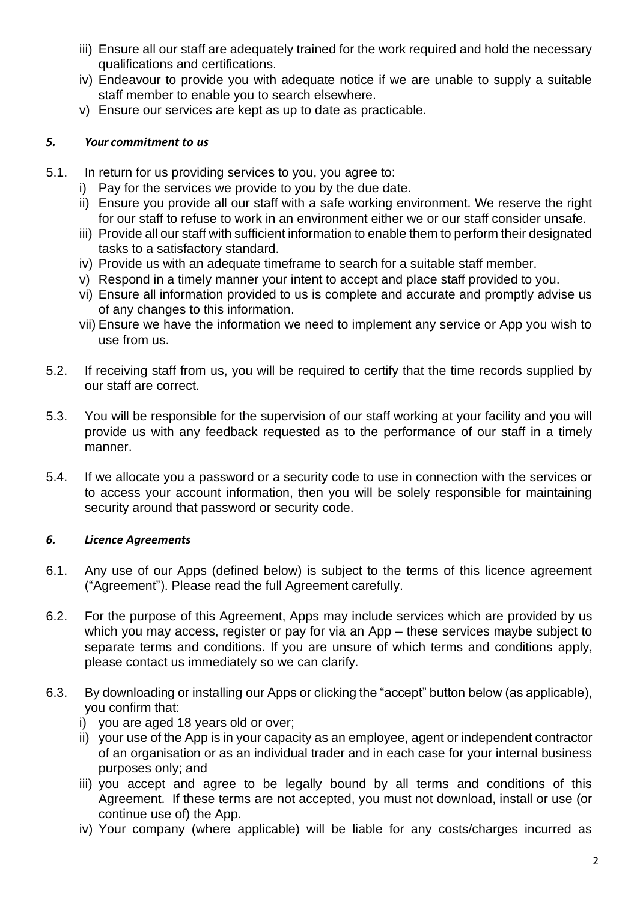iii) Ensure all our staff are adequately trained for the work required and hold the necessary qualifications and certifications.
iv) Endeavour to provide you with adequate notice if we are unable to supply a suitable staff member to enable you to search elsewhere.
v) Ensure our services are kept as up to date as practicable.

### *5. Your commitment to us*

5.1. In return for us providing services to you, you agree to:

i) Pay for the services we provide to you by the due date.
ii) Ensure you provide all our staff with a safe working environment. We reserve the right for our staff to refuse to work in an environment either we or our staff consider unsafe.
iii) Provide all our staff with sufficient information to enable them to perform their designated tasks to a satisfactory standard.
iv) Provide us with an adequate timeframe to search for a suitable staff member.
v) Respond in a timely manner your intent to accept and place staff provided to you.
vi) Ensure all information provided to us is complete and accurate and promptly advise us of any changes to this information.
vii) Ensure we have the information we need to implement any service or App you wish to use from us.

5.2. If receiving staff from us, you will be required to certify that the time records supplied by our staff are correct.

5.3. You will be responsible for the supervision of our staff working at your facility and you will provide us with any feedback requested as to the performance of our staff in a timely manner.

5.4. If we allocate you a password or a security code to use in connection with the services or to access your account information, then you will be solely responsible for maintaining security around that password or security code.

### *6. Licence Agreements*

6.1. Any use of our Apps (defined below) is subject to the terms of this licence agreement ("Agreement"). Please read the full Agreement carefully.

6.2. For the purpose of this Agreement, Apps may include services which are provided by us which you may access, register or pay for via an App – these services maybe subject to separate terms and conditions. If you are unsure of which terms and conditions apply, please contact us immediately so we can clarify.

6.3. By downloading or installing our Apps or clicking the "accept" button below (as applicable), you confirm that:

i) you are aged 18 years old or over;
ii) your use of the App is in your capacity as an employee, agent or independent contractor of an organisation or as an individual trader and in each case for your internal business purposes only; and
iii) you accept and agree to be legally bound by all terms and conditions of this Agreement. If these terms are not accepted, you must not download, install or use (or continue use of) the App.
iv) Your company (where applicable) will be liable for any costs/charges incurred as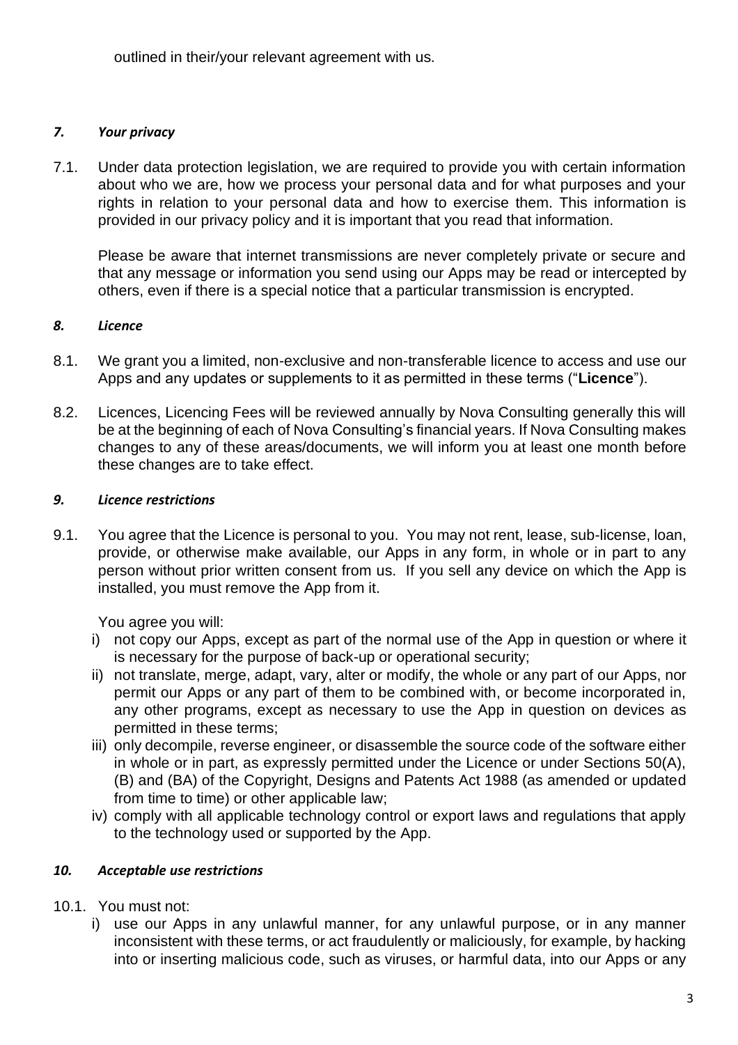outlined in their/your relevant agreement with us.

### *7. Your privacy*

7.1. Under data protection legislation, we are required to provide you with certain information about who we are, how we process your personal data and for what purposes and your rights in relation to your personal data and how to exercise them. This information is provided in our privacy policy and it is important that you read that information.

Please be aware that internet transmissions are never completely private or secure and that any message or information you send using our Apps may be read or intercepted by others, even if there is a special notice that a particular transmission is encrypted.

### *8. Licence*

8.1. We grant you a limited, non-exclusive and non-transferable licence to access and use our Apps and any updates or supplements to it as permitted in these terms ("**Licence**").

8.2. Licences, Licencing Fees will be reviewed annually by Nova Consulting generally this will be at the beginning of each of Nova Consulting's financial years. If Nova Consulting makes changes to any of these areas/documents, we will inform you at least one month before these changes are to take effect.

### *9. Licence restrictions*

9.1. You agree that the Licence is personal to you. You may not rent, lease, sub-license, loan, provide, or otherwise make available, our Apps in any form, in whole or in part to any person without prior written consent from us. If you sell any device on which the App is installed, you must remove the App from it.

You agree you will:

i) not copy our Apps, except as part of the normal use of the App in question or where it is necessary for the purpose of back-up or operational security;
ii) not translate, merge, adapt, vary, alter or modify, the whole or any part of our Apps, nor permit our Apps or any part of them to be combined with, or become incorporated in, any other programs, except as necessary to use the App in question on devices as permitted in these terms;
iii) only decompile, reverse engineer, or disassemble the source code of the software either in whole or in part, as expressly permitted under the Licence or under Sections 50(A), (B) and (BA) of the Copyright, Designs and Patents Act 1988 (as amended or updated from time to time) or other applicable law;
iv) comply with all applicable technology control or export laws and regulations that apply to the technology used or supported by the App.

### *10. Acceptable use restrictions*

10.1. You must not:

i) use our Apps in any unlawful manner, for any unlawful purpose, or in any manner inconsistent with these terms, or act fraudulently or maliciously, for example, by hacking into or inserting malicious code, such as viruses, or harmful data, into our Apps or any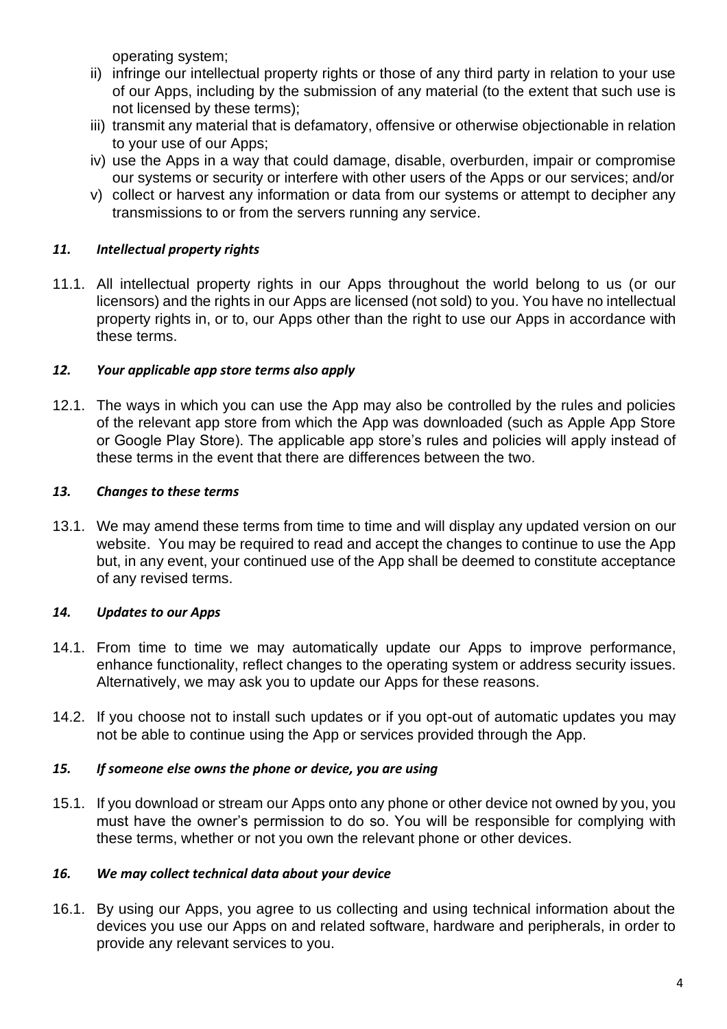operating system;

ii) infringe our intellectual property rights or those of any third party in relation to your use of our Apps, including by the submission of any material (to the extent that such use is not licensed by these terms);

iii) transmit any material that is defamatory, offensive or otherwise objectionable in relation to your use of our Apps;

iv) use the Apps in a way that could damage, disable, overburden, impair or compromise our systems or security or interfere with other users of the Apps or our services; and/or

v) collect or harvest any information or data from our systems or attempt to decipher any transmissions to or from the servers running any service.

### *11. Intellectual property rights*

11.1. All intellectual property rights in our Apps throughout the world belong to us (or our licensors) and the rights in our Apps are licensed (not sold) to you. You have no intellectual property rights in, or to, our Apps other than the right to use our Apps in accordance with these terms.

### *12. Your applicable app store terms also apply*

12.1. The ways in which you can use the App may also be controlled by the rules and policies of the relevant app store from which the App was downloaded (such as Apple App Store or Google Play Store). The applicable app store's rules and policies will apply instead of these terms in the event that there are differences between the two.

### *13. Changes to these terms*

13.1. We may amend these terms from time to time and will display any updated version on our website. You may be required to read and accept the changes to continue to use the App but, in any event, your continued use of the App shall be deemed to constitute acceptance of any revised terms.

### *14. Updates to our Apps*

14.1. From time to time we may automatically update our Apps to improve performance, enhance functionality, reflect changes to the operating system or address security issues. Alternatively, we may ask you to update our Apps for these reasons.

14.2. If you choose not to install such updates or if you opt-out of automatic updates you may not be able to continue using the App or services provided through the App.

### *15. If someone else owns the phone or device, you are using*

15.1. If you download or stream our Apps onto any phone or other device not owned by you, you must have the owner's permission to do so. You will be responsible for complying with these terms, whether or not you own the relevant phone or other devices.

### *16. We may collect technical data about your device*

16.1. By using our Apps, you agree to us collecting and using technical information about the devices you use our Apps on and related software, hardware and peripherals, in order to provide any relevant services to you.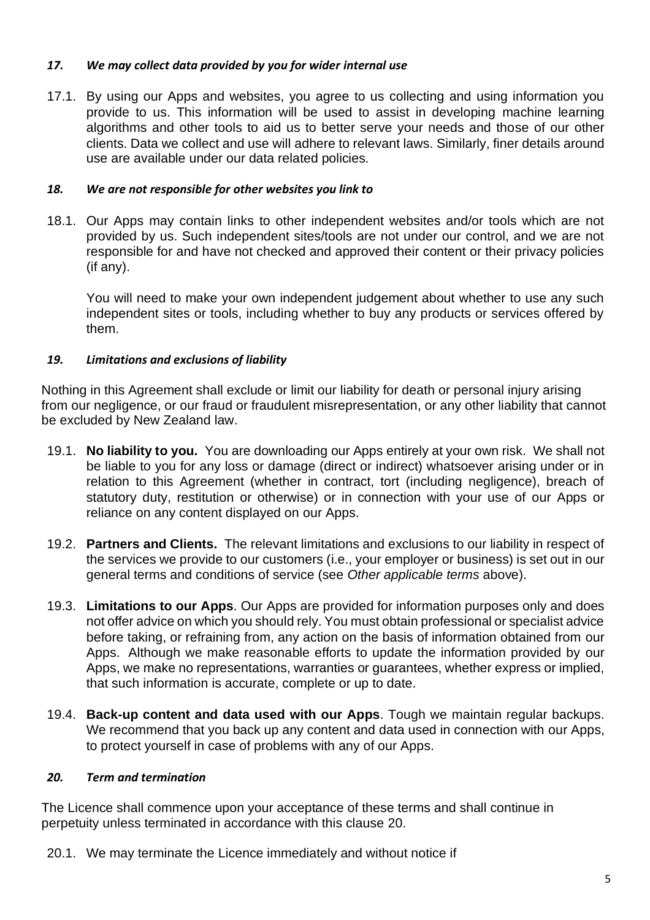### *17. We may collect data provided by you for wider internal use*

17.1. By using our Apps and websites, you agree to us collecting and using information you provide to us. This information will be used to assist in developing machine learning algorithms and other tools to aid us to better serve your needs and those of our other clients. Data we collect and use will adhere to relevant laws. Similarly, finer details around use are available under our data related policies.

### *18. We are not responsible for other websites you link to*

18.1. Our Apps may contain links to other independent websites and/or tools which are not provided by us. Such independent sites/tools are not under our control, and we are not responsible for and have not checked and approved their content or their privacy policies (if any).

You will need to make your own independent judgement about whether to use any such independent sites or tools, including whether to buy any products or services offered by them.

### *19. Limitations and exclusions of liability*

Nothing in this Agreement shall exclude or limit our liability for death or personal injury arising from our negligence, or our fraud or fraudulent misrepresentation, or any other liability that cannot be excluded by New Zealand law.

19.1. **No liability to you.** You are downloading our Apps entirely at your own risk. We shall not be liable to you for any loss or damage (direct or indirect) whatsoever arising under or in relation to this Agreement (whether in contract, tort (including negligence), breach of statutory duty, restitution or otherwise) or in connection with your use of our Apps or reliance on any content displayed on our Apps.

19.2. **Partners and Clients.** The relevant limitations and exclusions to our liability in respect of the services we provide to our customers (i.e., your employer or business) is set out in our general terms and conditions of service (see *Other applicable terms* above).

19.3. **Limitations to our Apps**. Our Apps are provided for information purposes only and does not offer advice on which you should rely. You must obtain professional or specialist advice before taking, or refraining from, any action on the basis of information obtained from our Apps. Although we make reasonable efforts to update the information provided by our Apps, we make no representations, warranties or guarantees, whether express or implied, that such information is accurate, complete or up to date.

19.4. **Back-up content and data used with our Apps**. Tough we maintain regular backups. We recommend that you back up any content and data used in connection with our Apps, to protect yourself in case of problems with any of our Apps.

### *20. Term and termination*

The Licence shall commence upon your acceptance of these terms and shall continue in perpetuity unless terminated in accordance with this clause 20.

20.1. We may terminate the Licence immediately and without notice if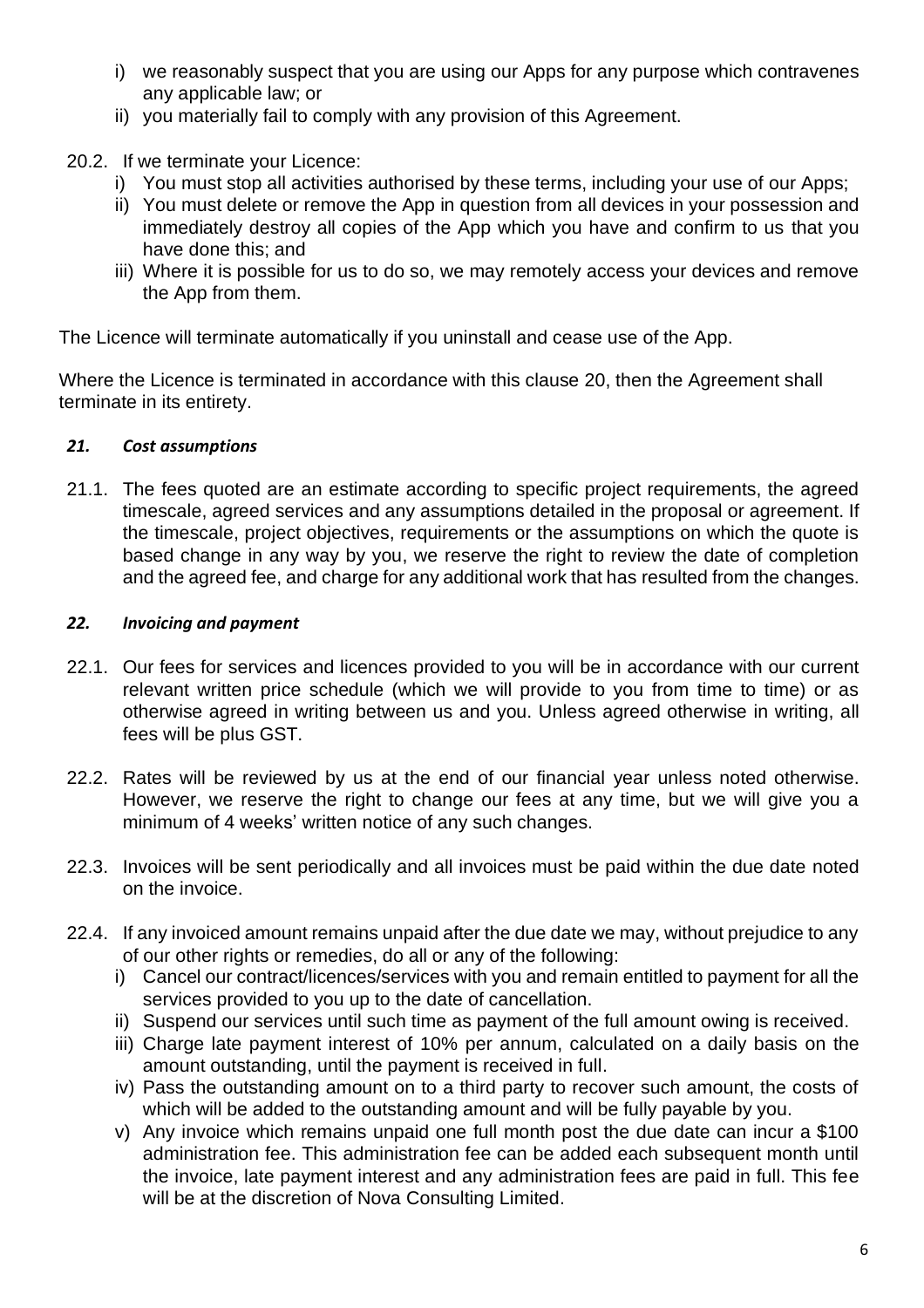i) we reasonably suspect that you are using our Apps for any purpose which contravenes any applicable law; or
ii) you materially fail to comply with any provision of this Agreement.

20.2. If we terminate your Licence:
i) You must stop all activities authorised by these terms, including your use of our Apps;
ii) You must delete or remove the App in question from all devices in your possession and immediately destroy all copies of the App which you have and confirm to us that you have done this; and
iii) Where it is possible for us to do so, we may remotely access your devices and remove the App from them.

The Licence will terminate automatically if you uninstall and cease use of the App.

Where the Licence is terminated in accordance with this clause 20, then the Agreement shall terminate in its entirety.

### *21. Cost assumptions*

21.1. The fees quoted are an estimate according to specific project requirements, the agreed timescale, agreed services and any assumptions detailed in the proposal or agreement. If the timescale, project objectives, requirements or the assumptions on which the quote is based change in any way by you, we reserve the right to review the date of completion and the agreed fee, and charge for any additional work that has resulted from the changes.

### *22. Invoicing and payment*

22.1. Our fees for services and licences provided to you will be in accordance with our current relevant written price schedule (which we will provide to you from time to time) or as otherwise agreed in writing between us and you. Unless agreed otherwise in writing, all fees will be plus GST.

22.2. Rates will be reviewed by us at the end of our financial year unless noted otherwise. However, we reserve the right to change our fees at any time, but we will give you a minimum of 4 weeks' written notice of any such changes.

22.3. Invoices will be sent periodically and all invoices must be paid within the due date noted on the invoice.

22.4. If any invoiced amount remains unpaid after the due date we may, without prejudice to any of our other rights or remedies, do all or any of the following:
i) Cancel our contract/licences/services with you and remain entitled to payment for all the services provided to you up to the date of cancellation.
ii) Suspend our services until such time as payment of the full amount owing is received.
iii) Charge late payment interest of 10% per annum, calculated on a daily basis on the amount outstanding, until the payment is received in full.
iv) Pass the outstanding amount on to a third party to recover such amount, the costs of which will be added to the outstanding amount and will be fully payable by you.
v) Any invoice which remains unpaid one full month post the due date can incur a $100 administration fee. This administration fee can be added each subsequent month until the invoice, late payment interest and any administration fees are paid in full. This fee will be at the discretion of Nova Consulting Limited.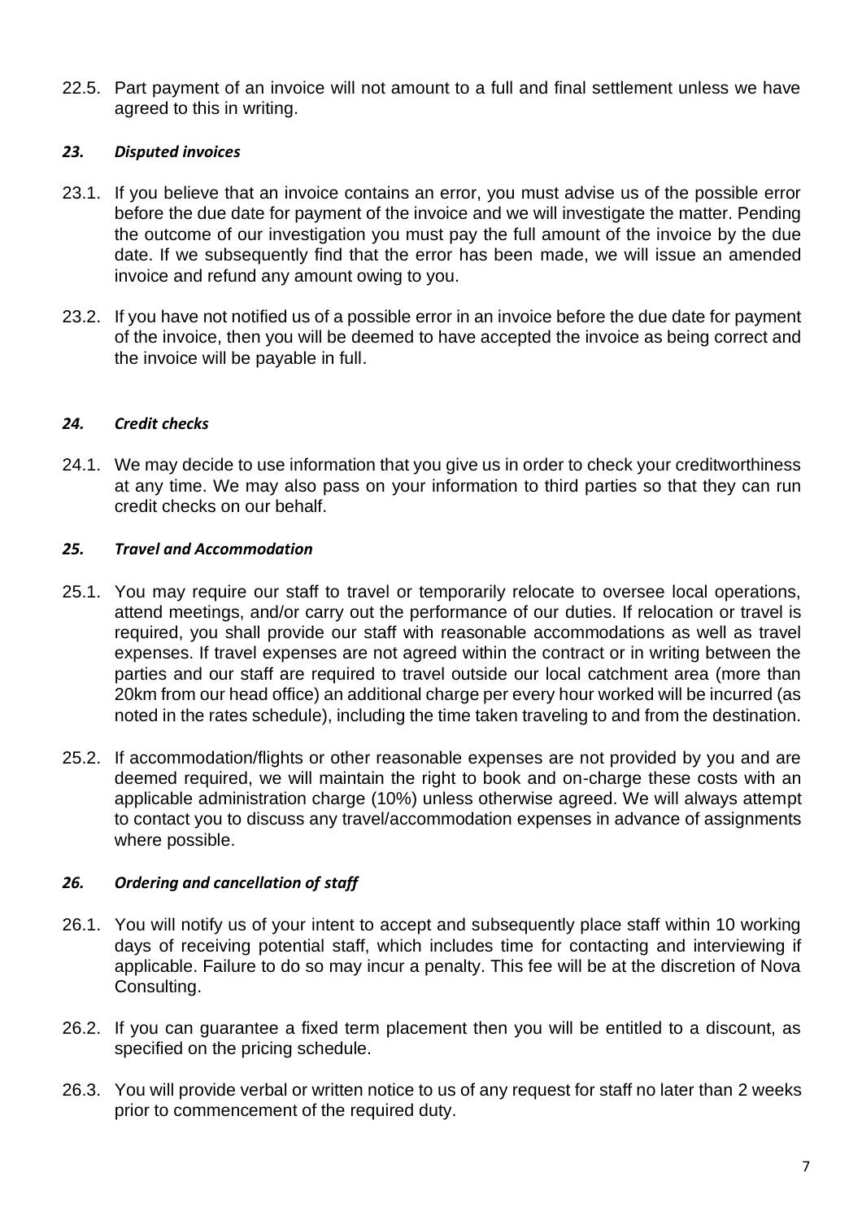22.5. Part payment of an invoice will not amount to a full and final settlement unless we have agreed to this in writing.

### *23. Disputed invoices*

23.1. If you believe that an invoice contains an error, you must advise us of the possible error before the due date for payment of the invoice and we will investigate the matter. Pending the outcome of our investigation you must pay the full amount of the invoice by the due date. If we subsequently find that the error has been made, we will issue an amended invoice and refund any amount owing to you.

23.2. If you have not notified us of a possible error in an invoice before the due date for payment of the invoice, then you will be deemed to have accepted the invoice as being correct and the invoice will be payable in full.

### *24. Credit checks*

24.1. We may decide to use information that you give us in order to check your creditworthiness at any time. We may also pass on your information to third parties so that they can run credit checks on our behalf.

### *25. Travel and Accommodation*

25.1. You may require our staff to travel or temporarily relocate to oversee local operations, attend meetings, and/or carry out the performance of our duties. If relocation or travel is required, you shall provide our staff with reasonable accommodations as well as travel expenses. If travel expenses are not agreed within the contract or in writing between the parties and our staff are required to travel outside our local catchment area (more than 20km from our head office) an additional charge per every hour worked will be incurred (as noted in the rates schedule), including the time taken traveling to and from the destination.

25.2. If accommodation/flights or other reasonable expenses are not provided by you and are deemed required, we will maintain the right to book and on-charge these costs with an applicable administration charge (10%) unless otherwise agreed. We will always attempt to contact you to discuss any travel/accommodation expenses in advance of assignments where possible.

### *26. Ordering and cancellation of staff*

26.1. You will notify us of your intent to accept and subsequently place staff within 10 working days of receiving potential staff, which includes time for contacting and interviewing if applicable. Failure to do so may incur a penalty. This fee will be at the discretion of Nova Consulting.

26.2. If you can guarantee a fixed term placement then you will be entitled to a discount, as specified on the pricing schedule.

26.3. You will provide verbal or written notice to us of any request for staff no later than 2 weeks prior to commencement of the required duty.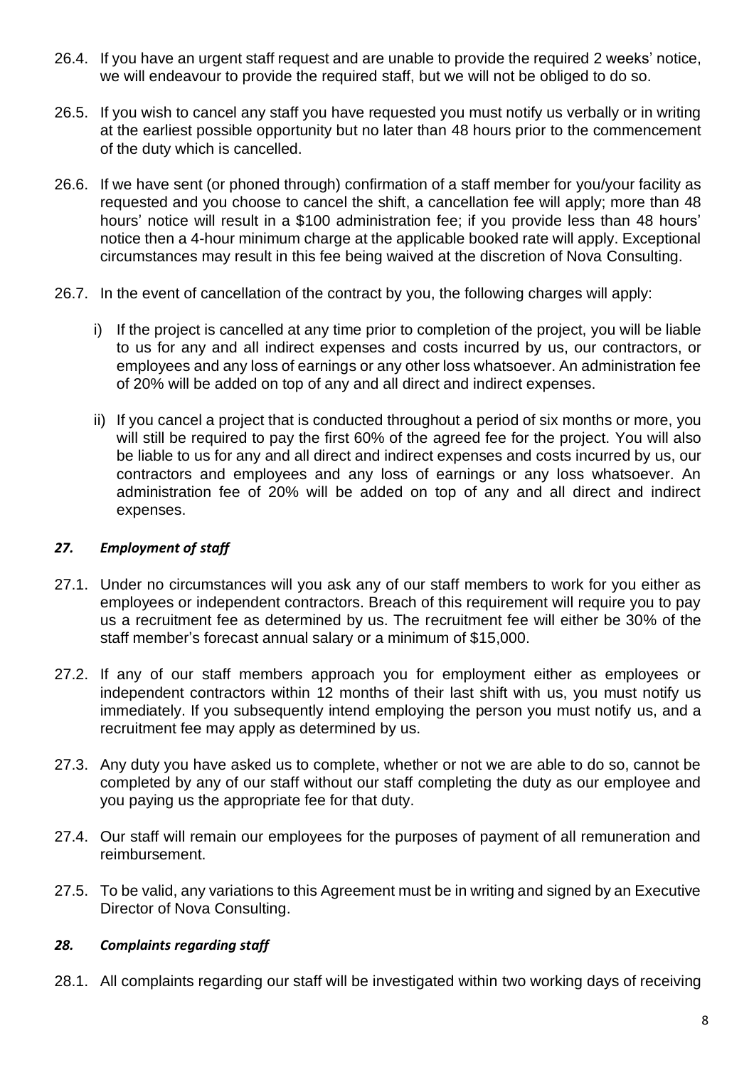26.4. If you have an urgent staff request and are unable to provide the required 2 weeks' notice, we will endeavour to provide the required staff, but we will not be obliged to do so.

26.5. If you wish to cancel any staff you have requested you must notify us verbally or in writing at the earliest possible opportunity but no later than 48 hours prior to the commencement of the duty which is cancelled.

26.6. If we have sent (or phoned through) confirmation of a staff member for you/your facility as requested and you choose to cancel the shift, a cancellation fee will apply; more than 48 hours' notice will result in a $100 administration fee; if you provide less than 48 hours' notice then a 4-hour minimum charge at the applicable booked rate will apply. Exceptional circumstances may result in this fee being waived at the discretion of Nova Consulting.

26.7. In the event of cancellation of the contract by you, the following charges will apply:

i) If the project is cancelled at any time prior to completion of the project, you will be liable to us for any and all indirect expenses and costs incurred by us, our contractors, or employees and any loss of earnings or any other loss whatsoever. An administration fee of 20% will be added on top of any and all direct and indirect expenses.

ii) If you cancel a project that is conducted throughout a period of six months or more, you will still be required to pay the first 60% of the agreed fee for the project. You will also be liable to us for any and all direct and indirect expenses and costs incurred by us, our contractors and employees and any loss of earnings or any loss whatsoever. An administration fee of 20% will be added on top of any and all direct and indirect expenses.

### *27. Employment of staff*

27.1. Under no circumstances will you ask any of our staff members to work for you either as employees or independent contractors. Breach of this requirement will require you to pay us a recruitment fee as determined by us. The recruitment fee will either be 30% of the staff member's forecast annual salary or a minimum of $15,000.

27.2. If any of our staff members approach you for employment either as employees or independent contractors within 12 months of their last shift with us, you must notify us immediately. If you subsequently intend employing the person you must notify us, and a recruitment fee may apply as determined by us.

27.3. Any duty you have asked us to complete, whether or not we are able to do so, cannot be completed by any of our staff without our staff completing the duty as our employee and you paying us the appropriate fee for that duty.

27.4. Our staff will remain our employees for the purposes of payment of all remuneration and reimbursement.

27.5. To be valid, any variations to this Agreement must be in writing and signed by an Executive Director of Nova Consulting.

### *28. Complaints regarding staff*

28.1. All complaints regarding our staff will be investigated within two working days of receiving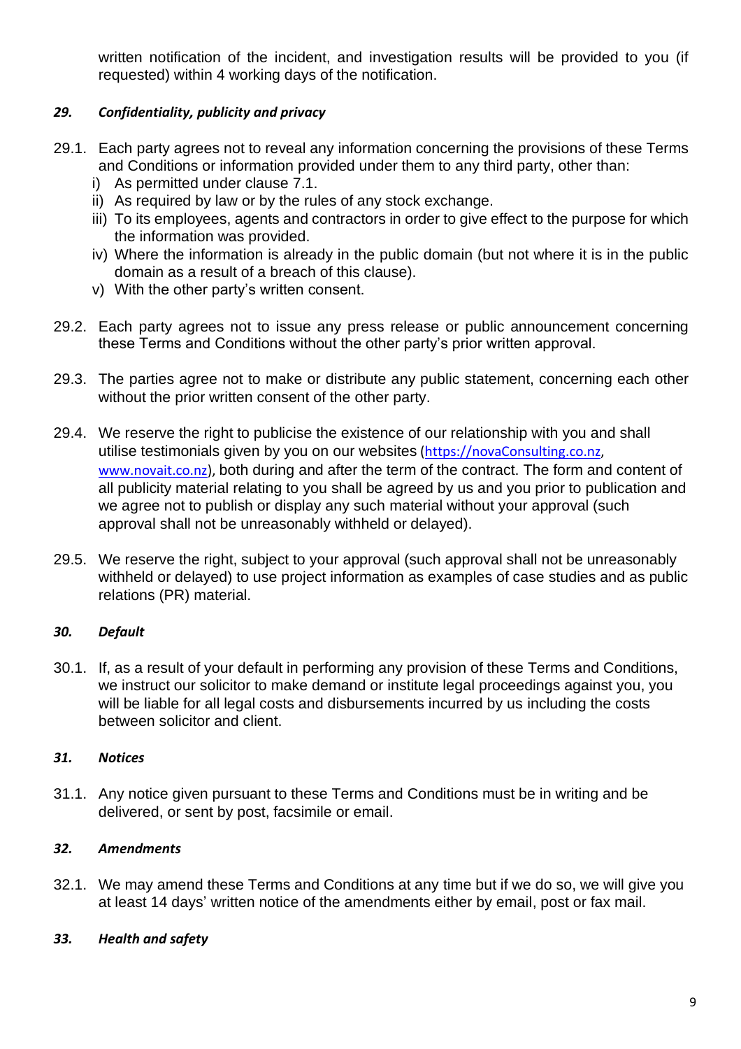written notification of the incident, and investigation results will be provided to you (if requested) within 4 working days of the notification.

### *29. Confidentiality, publicity and privacy*

29.1. Each party agrees not to reveal any information concerning the provisions of these Terms and Conditions or information provided under them to any third party, other than:

i) As permitted under clause 7.1.
ii) As required by law or by the rules of any stock exchange.
iii) To its employees, agents and contractors in order to give effect to the purpose for which the information was provided.
iv) Where the information is already in the public domain (but not where it is in the public domain as a result of a breach of this clause).
v) With the other party's written consent.

29.2. Each party agrees not to issue any press release or public announcement concerning these Terms and Conditions without the other party's prior written approval.

29.3. The parties agree not to make or distribute any public statement, concerning each other without the prior written consent of the other party.

29.4. We reserve the right to publicise the existence of our relationship with you and shall utilise testimonials given by you on our websites (https://novaConsulting.co.nz, www.novait.co.nz), both during and after the term of the contract. The form and content of all publicity material relating to you shall be agreed by us and you prior to publication and we agree not to publish or display any such material without your approval (such approval shall not be unreasonably withheld or delayed).

29.5. We reserve the right, subject to your approval (such approval shall not be unreasonably withheld or delayed) to use project information as examples of case studies and as public relations (PR) material.

### *30. Default*

30.1. If, as a result of your default in performing any provision of these Terms and Conditions, we instruct our solicitor to make demand or institute legal proceedings against you, you will be liable for all legal costs and disbursements incurred by us including the costs between solicitor and client.

### *31. Notices*

31.1. Any notice given pursuant to these Terms and Conditions must be in writing and be delivered, or sent by post, facsimile or email.

### *32. Amendments*

32.1. We may amend these Terms and Conditions at any time but if we do so, we will give you at least 14 days' written notice of the amendments either by email, post or fax mail.

### *33. Health and safety*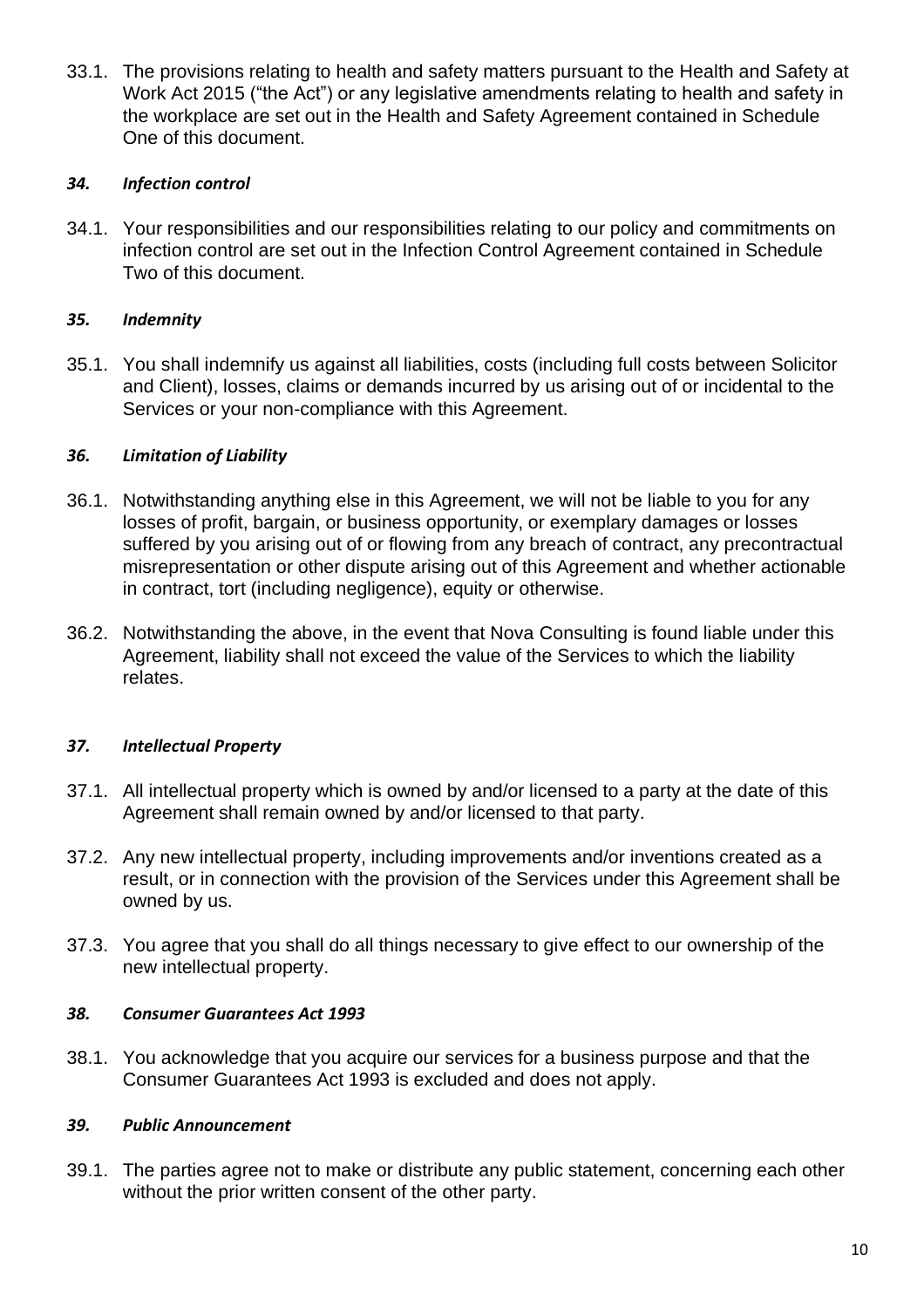33.1. The provisions relating to health and safety matters pursuant to the Health and Safety at Work Act 2015 ("the Act") or any legislative amendments relating to health and safety in the workplace are set out in the Health and Safety Agreement contained in Schedule One of this document.

### *34. Infection control*

34.1. Your responsibilities and our responsibilities relating to our policy and commitments on infection control are set out in the Infection Control Agreement contained in Schedule Two of this document.

### *35. Indemnity*

35.1. You shall indemnify us against all liabilities, costs (including full costs between Solicitor and Client), losses, claims or demands incurred by us arising out of or incidental to the Services or your non-compliance with this Agreement.

### *36. Limitation of Liability*

36.1. Notwithstanding anything else in this Agreement, we will not be liable to you for any losses of profit, bargain, or business opportunity, or exemplary damages or losses suffered by you arising out of or flowing from any breach of contract, any precontractual misrepresentation or other dispute arising out of this Agreement and whether actionable in contract, tort (including negligence), equity or otherwise.

36.2. Notwithstanding the above, in the event that Nova Consulting is found liable under this Agreement, liability shall not exceed the value of the Services to which the liability relates.

### *37. Intellectual Property*

37.1. All intellectual property which is owned by and/or licensed to a party at the date of this Agreement shall remain owned by and/or licensed to that party.

37.2. Any new intellectual property, including improvements and/or inventions created as a result, or in connection with the provision of the Services under this Agreement shall be owned by us.

37.3. You agree that you shall do all things necessary to give effect to our ownership of the new intellectual property.

### *38. Consumer Guarantees Act 1993*

38.1. You acknowledge that you acquire our services for a business purpose and that the Consumer Guarantees Act 1993 is excluded and does not apply.

### *39. Public Announcement*

39.1. The parties agree not to make or distribute any public statement, concerning each other without the prior written consent of the other party.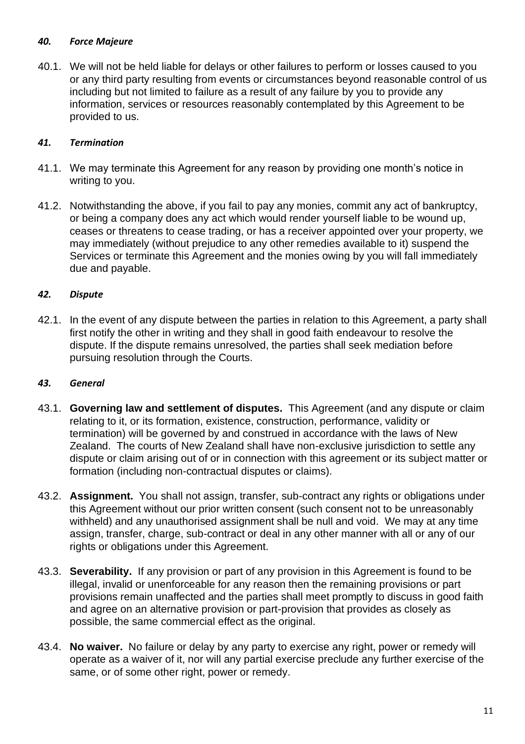### *40. Force Majeure*

40.1. We will not be held liable for delays or other failures to perform or losses caused to you or any third party resulting from events or circumstances beyond reasonable control of us including but not limited to failure as a result of any failure by you to provide any information, services or resources reasonably contemplated by this Agreement to be provided to us.

### *41. Termination*

41.1. We may terminate this Agreement for any reason by providing one month's notice in writing to you.

41.2. Notwithstanding the above, if you fail to pay any monies, commit any act of bankruptcy, or being a company does any act which would render yourself liable to be wound up, ceases or threatens to cease trading, or has a receiver appointed over your property, we may immediately (without prejudice to any other remedies available to it) suspend the Services or terminate this Agreement and the monies owing by you will fall immediately due and payable.

### *42. Dispute*

42.1. In the event of any dispute between the parties in relation to this Agreement, a party shall first notify the other in writing and they shall in good faith endeavour to resolve the dispute. If the dispute remains unresolved, the parties shall seek mediation before pursuing resolution through the Courts.

### *43. General*

43.1. **Governing law and settlement of disputes.** This Agreement (and any dispute or claim relating to it, or its formation, existence, construction, performance, validity or termination) will be governed by and construed in accordance with the laws of New Zealand. The courts of New Zealand shall have non-exclusive jurisdiction to settle any dispute or claim arising out of or in connection with this agreement or its subject matter or formation (including non-contractual disputes or claims).

43.2. **Assignment.** You shall not assign, transfer, sub-contract any rights or obligations under this Agreement without our prior written consent (such consent not to be unreasonably withheld) and any unauthorised assignment shall be null and void. We may at any time assign, transfer, charge, sub-contract or deal in any other manner with all or any of our rights or obligations under this Agreement.

43.3. **Severability.** If any provision or part of any provision in this Agreement is found to be illegal, invalid or unenforceable for any reason then the remaining provisions or part provisions remain unaffected and the parties shall meet promptly to discuss in good faith and agree on an alternative provision or part-provision that provides as closely as possible, the same commercial effect as the original.

43.4. **No waiver.** No failure or delay by any party to exercise any right, power or remedy will operate as a waiver of it, nor will any partial exercise preclude any further exercise of the same, or of some other right, power or remedy.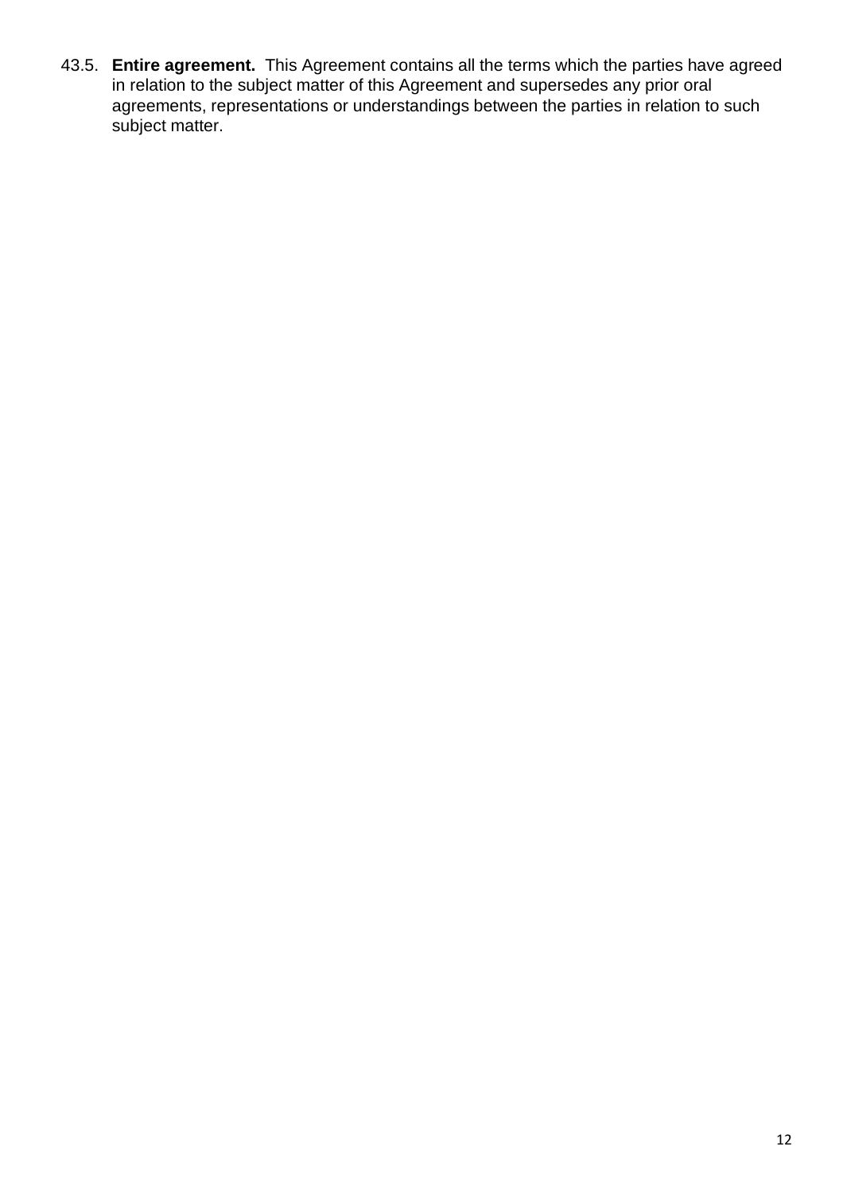43.5. **Entire agreement.** This Agreement contains all the terms which the parties have agreed in relation to the subject matter of this Agreement and supersedes any prior oral agreements, representations or understandings between the parties in relation to such subject matter.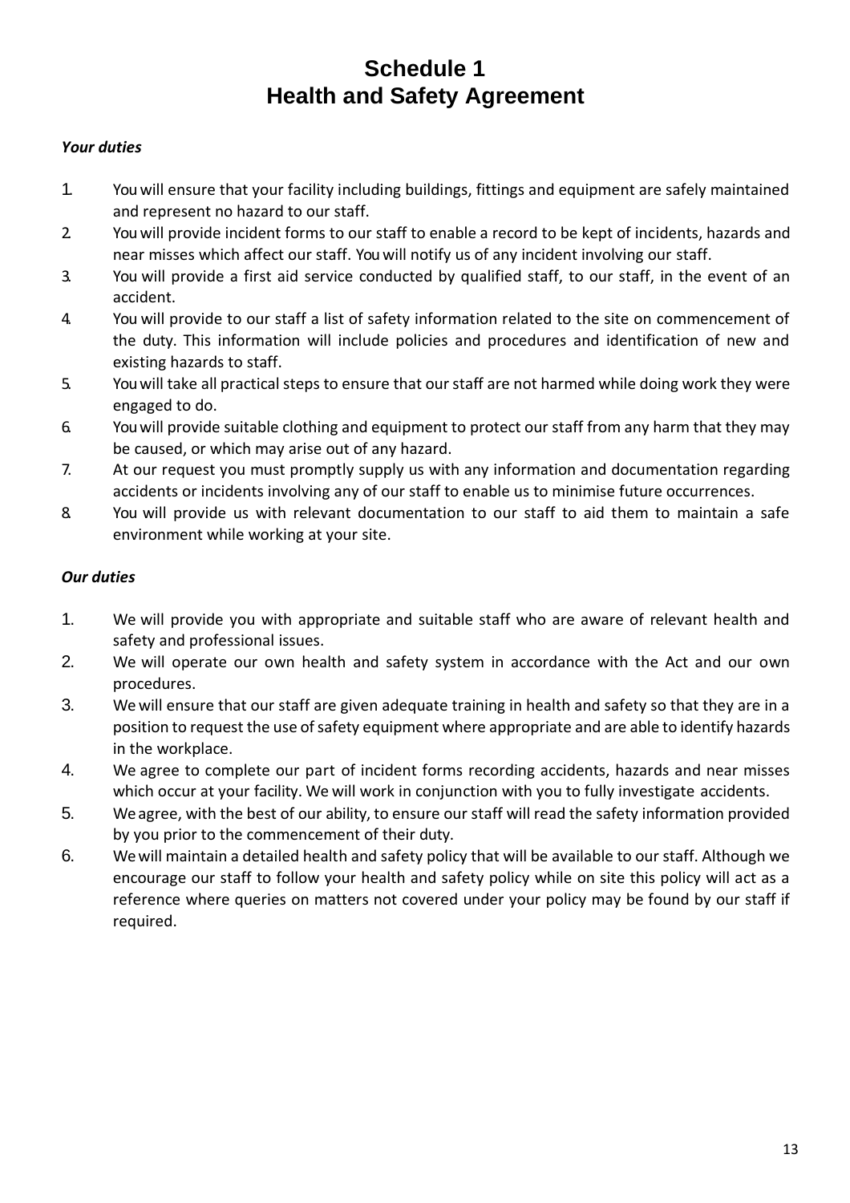# Schedule 1
# Health and Safety Agreement

***Your duties***

1. You will ensure that your facility including buildings, fittings and equipment are safely maintained and represent no hazard to our staff.
2. You will provide incident forms to our staff to enable a record to be kept of incidents, hazards and near misses which affect our staff. You will notify us of any incident involving our staff.
3. You will provide a first aid service conducted by qualified staff, to our staff, in the event of an accident.
4. You will provide to our staff a list of safety information related to the site on commencement of the duty. This information will include policies and procedures and identification of new and existing hazards to staff.
5. You will take all practical steps to ensure that our staff are not harmed while doing work they were engaged to do.
6. You will provide suitable clothing and equipment to protect our staff from any harm that they may be caused, or which may arise out of any hazard.
7. At our request you must promptly supply us with any information and documentation regarding accidents or incidents involving any of our staff to enable us to minimise future occurrences.
8. You will provide us with relevant documentation to our staff to aid them to maintain a safe environment while working at your site.

***Our duties***

1. We will provide you with appropriate and suitable staff who are aware of relevant health and safety and professional issues.
2. We will operate our own health and safety system in accordance with the Act and our own procedures.
3. We will ensure that our staff are given adequate training in health and safety so that they are in a position to request the use of safety equipment where appropriate and are able to identify hazards in the workplace.
4. We agree to complete our part of incident forms recording accidents, hazards and near misses which occur at your facility. We will work in conjunction with you to fully investigate accidents.
5. We agree, with the best of our ability, to ensure our staff will read the safety information provided by you prior to the commencement of their duty.
6. We will maintain a detailed health and safety policy that will be available to our staff. Although we encourage our staff to follow your health and safety policy while on site this policy will act as a reference where queries on matters not covered under your policy may be found by our staff if required.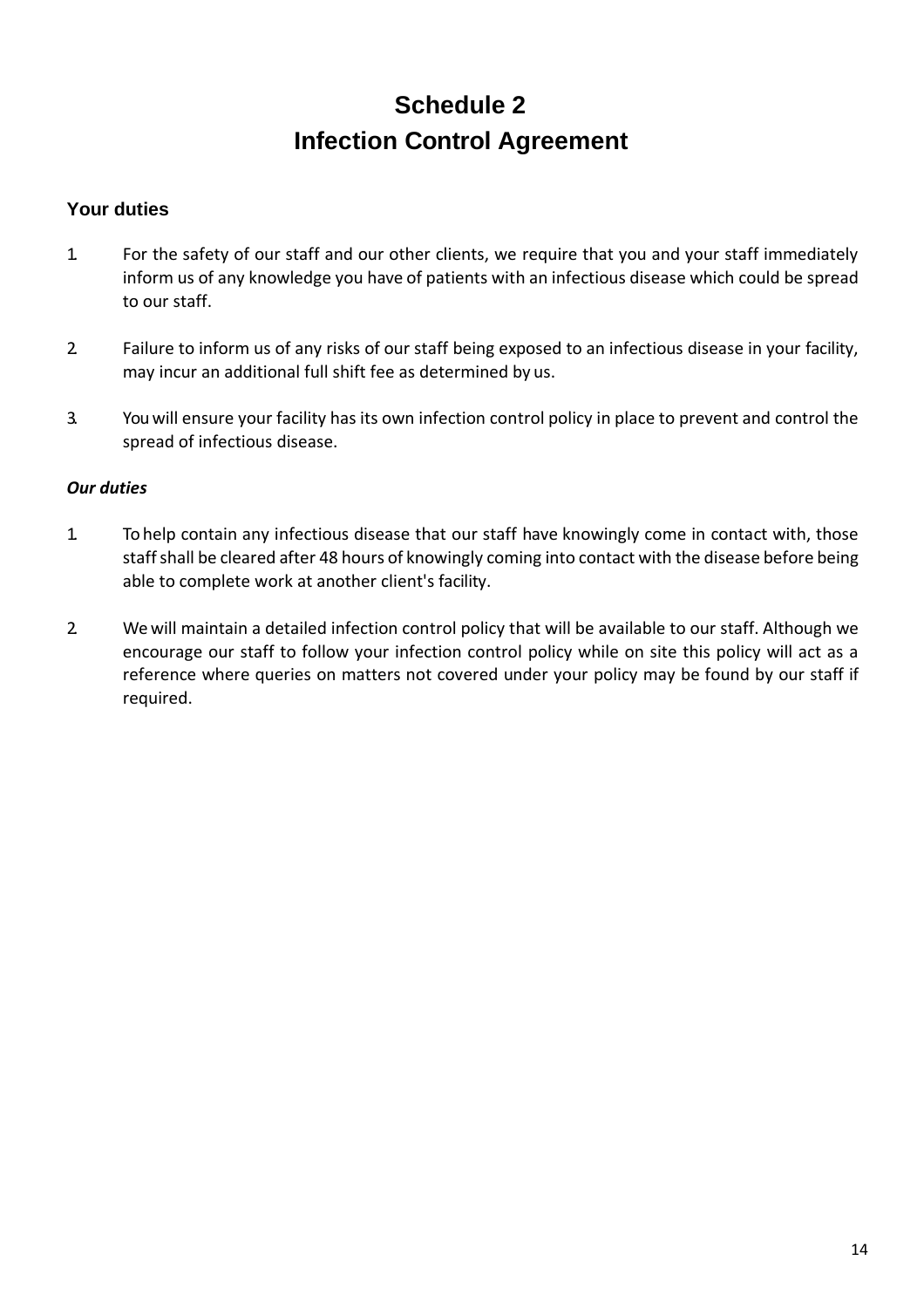# Schedule 2
# Infection Control Agreement

## Your duties

1. For the safety of our staff and our other clients, we require that you and your staff immediately inform us of any knowledge you have of patients with an infectious disease which could be spread to our staff.

2. Failure to inform us of any risks of our staff being exposed to an infectious disease in your facility, may incur an additional full shift fee as determined by us.

3. You will ensure your facility has its own infection control policy in place to prevent and control the spread of infectious disease.

***Our duties***

1. To help contain any infectious disease that our staff have knowingly come in contact with, those staff shall be cleared after 48 hours of knowingly coming into contact with the disease before being able to complete work at another client's facility.

2. We will maintain a detailed infection control policy that will be available to our staff. Although we encourage our staff to follow your infection control policy while on site this policy will act as a reference where queries on matters not covered under your policy may be found by our staff if required.